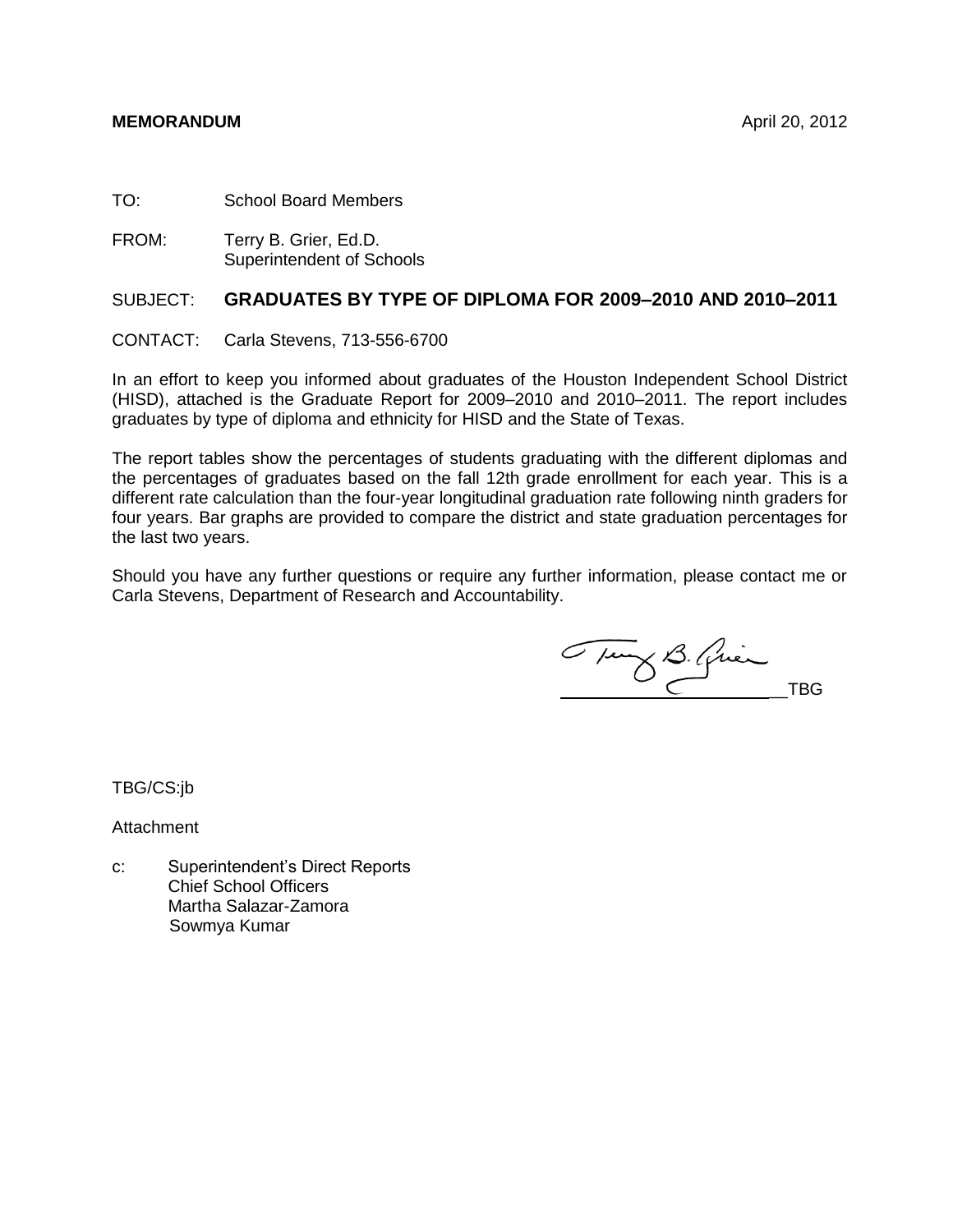**MEMORANDUM** April 20, 2012

TO: School Board Members

FROM: Terry B. Grier, Ed.D.
Superintendent of Schools

SUBJECT: **GRADUATES BY TYPE OF DIPLOMA FOR 2009–2010 AND 2010–2011**

CONTACT: Carla Stevens, 713-556-6700

In an effort to keep you informed about graduates of the Houston Independent School District (HISD), attached is the Graduate Report for 2009–2010 and 2010–2011. The report includes graduates by type of diploma and ethnicity for HISD and the State of Texas.

The report tables show the percentages of students graduating with the different diplomas and the percentages of graduates based on the fall 12th grade enrollment for each year. This is a different rate calculation than the four-year longitudinal graduation rate following ninth graders for four years. Bar graphs are provided to compare the district and state graduation percentages for the last two years.

Should you have any further questions or require any further information, please contact me or Carla Stevens, Department of Research and Accountability.

TBG

TBG/CS:jb

Attachment

c: Superintendent's Direct Reports
Chief School Officers
Martha Salazar-Zamora
Sowmya Kumar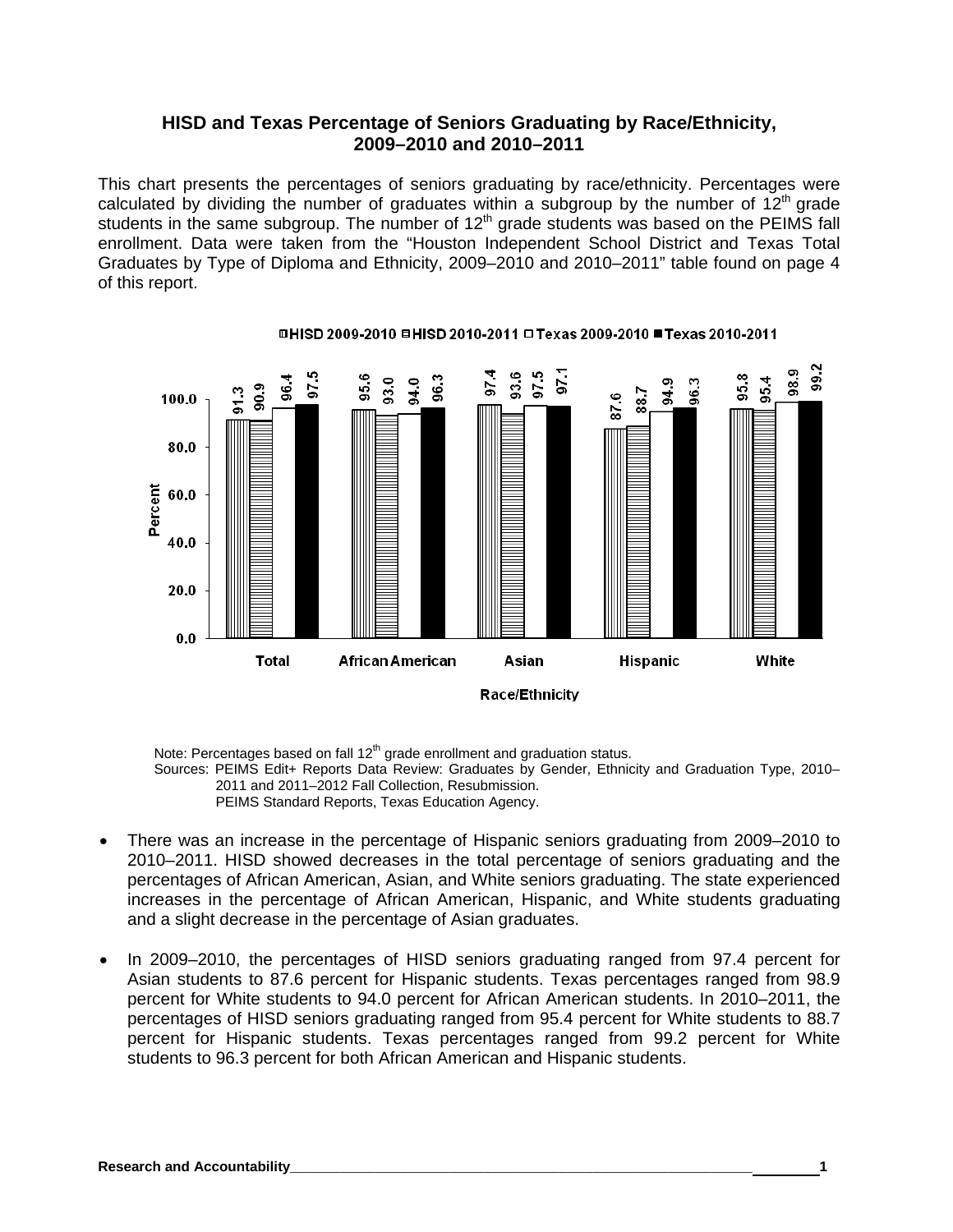## HISD and Texas Percentage of Seniors Graduating by Race/Ethnicity, 2009–2010 and 2010–2011

This chart presents the percentages of seniors graduating by race/ethnicity. Percentages were calculated by dividing the number of graduates within a subgroup by the number of 12th grade students in the same subgroup. The number of 12th grade students was based on the PEIMS fall enrollment. Data were taken from the "Houston Independent School District and Texas Total Graduates by Type of Diploma and Ethnicity, 2009–2010 and 2010–2011" table found on page 4 of this report.

| Race/Ethnicity | HISD 2009-2010 | HISD 2010-2011 | Texas 2009-2010 | Texas 2010-2011 |
|---|---|---|---|---|
| Total | 91.3 | 90.9 | 96.4 | 97.5 |
| African American | 95.6 | 93.0 | 94.0 | 96.3 |
| Asian | 97.4 | 93.6 | 97.5 | 97.1 |
| Hispanic | 87.6 | 88.7 | 94.9 | 96.3 |
| White | 95.8 | 95.4 | 98.9 | 99.2 |

Note: Percentages based on fall 12th grade enrollment and graduation status.

Sources: PEIMS Edit+ Reports Data Review: Graduates by Gender, Ethnicity and Graduation Type, 2010–2011 and 2011–2012 Fall Collection, Resubmission.
PEIMS Standard Reports, Texas Education Agency.

- There was an increase in the percentage of Hispanic seniors graduating from 2009–2010 to 2010–2011. HISD showed decreases in the total percentage of seniors graduating and the percentages of African American, Asian, and White seniors graduating. The state experienced increases in the percentage of African American, Hispanic, and White students graduating and a slight decrease in the percentage of Asian graduates.
- In 2009–2010, the percentages of HISD seniors graduating ranged from 97.4 percent for Asian students to 87.6 percent for Hispanic students. Texas percentages ranged from 98.9 percent for White students to 94.0 percent for African American students. In 2010–2011, the percentages of HISD seniors graduating ranged from 95.4 percent for White students to 88.7 percent for Hispanic students. Texas percentages ranged from 99.2 percent for White students to 96.3 percent for both African American and Hispanic students.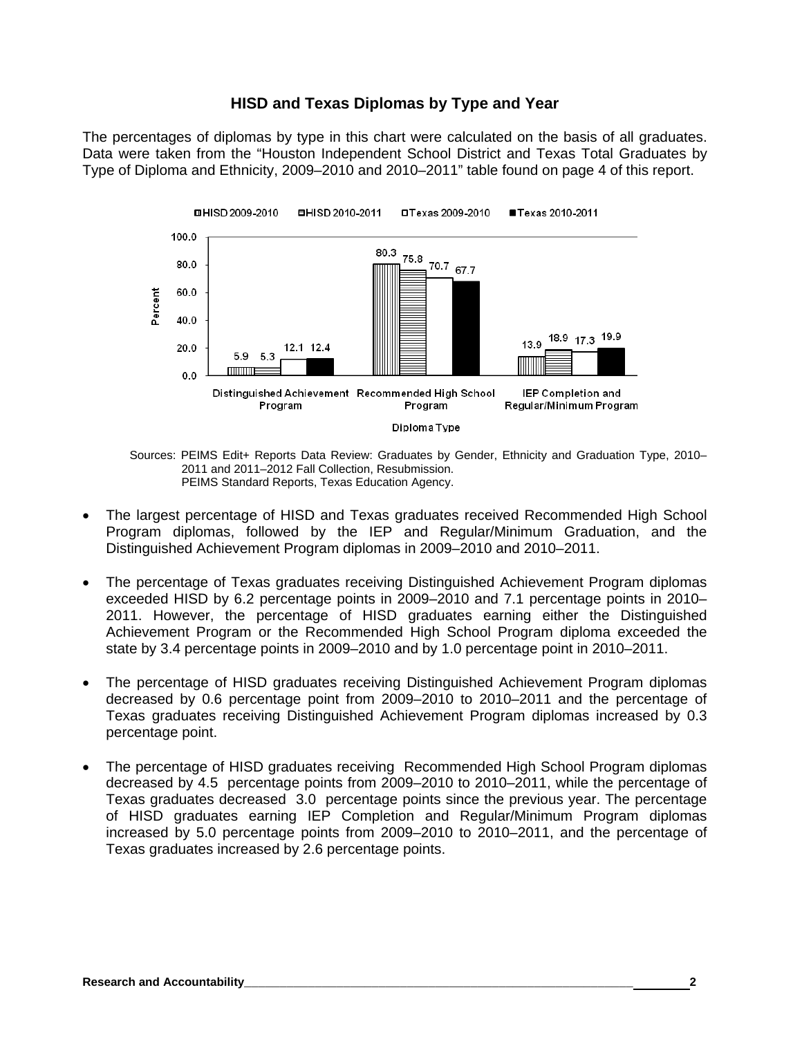## HISD and Texas Diplomas by Type and Year

The percentages of diplomas by type in this chart were calculated on the basis of all graduates. Data were taken from the "Houston Independent School District and Texas Total Graduates by Type of Diploma and Ethnicity, 2009–2010 and 2010–2011" table found on page 4 of this report.

| Diploma Type | HISD 2009-2010 | HISD 2010-2011 | Texas 2009-2010 | Texas 2010-2011 |
|---|---|---|---|---|
| Distinguished Achievement Program | 5.9 | 5.3 | 12.1 | 12.4 |
| Recommended High School Program | 80.3 | 75.8 | 70.7 | 67.7 |
| IEP Completion and Regular/Minimum Program | 13.9 | 18.9 | 17.3 | 19.9 |

Sources: PEIMS Edit+ Reports Data Review: Graduates by Gender, Ethnicity and Graduation Type, 2010–2011 and 2011–2012 Fall Collection, Resubmission.
PEIMS Standard Reports, Texas Education Agency.

- The largest percentage of HISD and Texas graduates received Recommended High School Program diplomas, followed by the IEP and Regular/Minimum Graduation, and the Distinguished Achievement Program diplomas in 2009–2010 and 2010–2011.
- The percentage of Texas graduates receiving Distinguished Achievement Program diplomas exceeded HISD by 6.2 percentage points in 2009–2010 and 7.1 percentage points in 2010–2011. However, the percentage of HISD graduates earning either the Distinguished Achievement Program or the Recommended High School Program diploma exceeded the state by 3.4 percentage points in 2009–2010 and by 1.0 percentage point in 2010–2011.
- The percentage of HISD graduates receiving Distinguished Achievement Program diplomas decreased by 0.6 percentage point from 2009–2010 to 2010–2011 and the percentage of Texas graduates receiving Distinguished Achievement Program diplomas increased by 0.3 percentage point.
- The percentage of HISD graduates receiving Recommended High School Program diplomas decreased by 4.5 percentage points from 2009–2010 to 2010–2011, while the percentage of Texas graduates decreased 3.0 percentage points since the previous year. The percentage of HISD graduates earning IEP Completion and Regular/Minimum Program diplomas increased by 5.0 percentage points from 2009–2010 to 2010–2011, and the percentage of Texas graduates increased by 2.6 percentage points.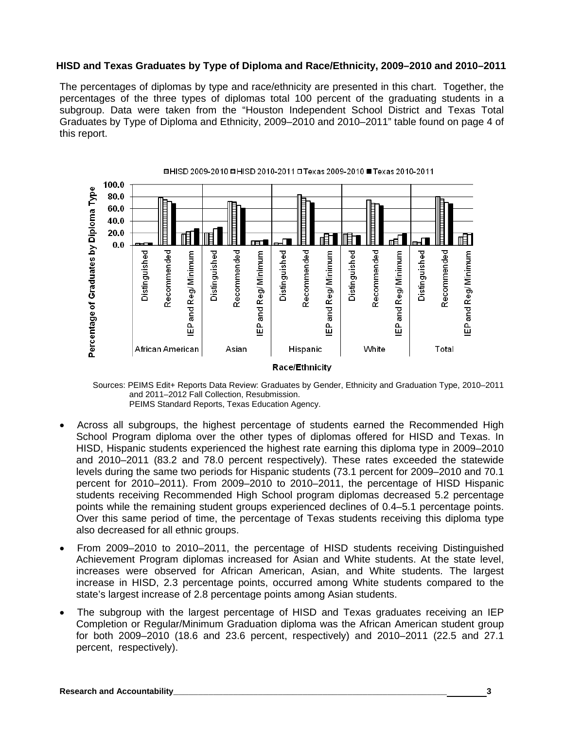**HISD and Texas Graduates by Type of Diploma and Race/Ethnicity, 2009–2010 and 2010–2011**

The percentages of diplomas by type and race/ethnicity are presented in this chart. Together, the percentages of the three types of diplomas total 100 percent of the graduating students in a subgroup. Data were taken from the "Houston Independent School District and Texas Total Graduates by Type of Diploma and Ethnicity, 2009–2010 and 2010–2011" table found on page 4 of this report.

Sources: PEIMS Edit+ Reports Data Review: Graduates by Gender, Ethnicity and Graduation Type, 2010–2011 and 2011–2012 Fall Collection, Resubmission.
PEIMS Standard Reports, Texas Education Agency.

- Across all subgroups, the highest percentage of students earned the Recommended High School Program diploma over the other types of diplomas offered for HISD and Texas. In HISD, Hispanic students experienced the highest rate earning this diploma type in 2009–2010 and 2010–2011 (83.2 and 78.0 percent respectively). These rates exceeded the statewide levels during the same two periods for Hispanic students (73.1 percent for 2009–2010 and 70.1 percent for 2010–2011). From 2009–2010 to 2010–2011, the percentage of HISD Hispanic students receiving Recommended High School program diplomas decreased 5.2 percentage points while the remaining student groups experienced declines of 0.4–5.1 percentage points. Over this same period of time, the percentage of Texas students receiving this diploma type also decreased for all ethnic groups.
- From 2009–2010 to 2010–2011, the percentage of HISD students receiving Distinguished Achievement Program diplomas increased for Asian and White students. At the state level, increases were observed for African American, Asian, and White students. The largest increase in HISD, 2.3 percentage points, occurred among White students compared to the state's largest increase of 2.8 percentage points among Asian students.
- The subgroup with the largest percentage of HISD and Texas graduates receiving an IEP Completion or Regular/Minimum Graduation diploma was the African American student group for both 2009–2010 (18.6 and 23.6 percent, respectively) and 2010–2011 (22.5 and 27.1 percent, respectively).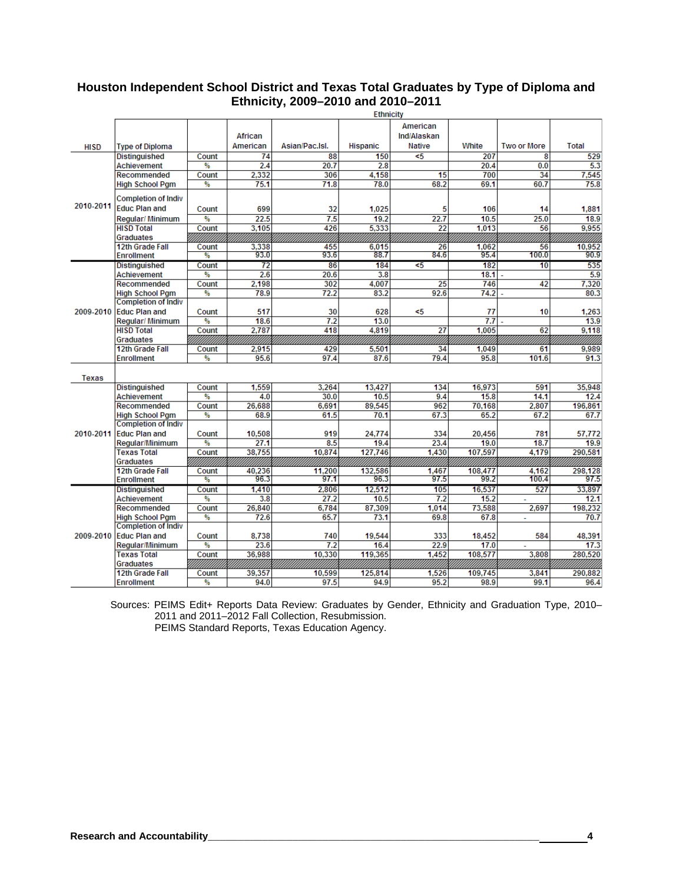## Houston Independent School District and Texas Total Graduates by Type of Diploma and Ethnicity, 2009–2010 and 2010–2011

| HISD | Type of Diploma | | African American | Asian/Pac.Isl. | Hispanic | American Ind/Alaskan Native | White | Two or More | Total |
|---|---|---|---|---|---|---|---|---|---|
| | | | Ethnicity | | | | | | |
| 2010-2011 | Distinguished Achievement | Count | 74 | 88 | 150 | <5 | 207 | 8 | 529 |
| | | % | 2.4 | 20.7 | 2.8 | | 20.4 | 0.0 | 5.3 |
| | Recommended High School Pgm | Count | 2,332 | 306 | 4,158 | 15 | 700 | 34 | 7,545 |
| | | % | 75.1 | 71.8 | 78.0 | 68.2 | 69.1 | 60.7 | 75.8 |
| | Completion of Indiv Educ Plan and Regular/ Minimum | Count | 699 | 32 | 1,025 | 5 | 106 | 14 | 1,881 |
| | | % | 22.5 | 7.5 | 19.2 | 22.7 | 10.5 | 25.0 | 18.9 |
| | HISD Total Graduates | Count | 3,105 | 426 | 5,333 | 22 | 1,013 | 56 | 9,955 |
| | 12th Grade Fall Enrollment | Count | 3,338 | 455 | 6,015 | 26 | 1,062 | 56 | 10,952 |
| | | % | 93.0 | 93.6 | 88.7 | 84.6 | 95.4 | 100.0 | 90.9 |
| 2009-2010 | Distinguished Achievement | Count | 72 | 86 | 184 | <5 | 182 | 10 | 535 |
| | | % | 2.6 | 20.6 | 3.8 | | 18.1 | - | 5.9 |
| | Recommended High School Pgm | Count | 2,198 | 302 | 4,007 | 25 | 746 | 42 | 7,320 |
| | | % | 78.9 | 72.2 | 83.2 | 92.6 | 74.2 | - | 80.3 |
| | Completion of Indiv Educ Plan and Regular/ Minimum | Count | 517 | 30 | 628 | <5 | 77 | 10 | 1,263 |
| | | % | 18.6 | 7.2 | 13.0 | | 7.7 | - | 13.9 |
| | HISD Total Graduates | Count | 2,787 | 418 | 4,819 | 27 | 1,005 | 62 | 9,118 |
| | 12th Grade Fall Enrollment | Count | 2,915 | 429 | 5,501 | 34 | 1,049 | 61 | 9,989 |
| | | % | 95.6 | 97.4 | 87.6 | 79.4 | 95.8 | 101.6 | 91.3 |
| **Texas** | | | | | | | | | |
| 2010-2011 | Distinguished Achievement | Count | 1,559 | 3,264 | 13,427 | 134 | 16,973 | 591 | 35,948 |
| | | % | 4.0 | 30.0 | 10.5 | 9.4 | 15.8 | 14.1 | 12.4 |
| | Recommended High School Pgm | Count | 26,688 | 6,691 | 89,545 | 962 | 70,168 | 2,807 | 196,861 |
| | | % | 68.9 | 61.5 | 70.1 | 67.3 | 65.2 | 67.2 | 67.7 |
| | Completion of Indiv Educ Plan and Regular/Minimum | Count | 10,508 | 919 | 24,774 | 334 | 20,456 | 781 | 57,772 |
| | | % | 27.1 | 8.5 | 19.4 | 23.4 | 19.0 | 18.7 | 19.9 |
| | Texas Total Graduates | Count | 38,755 | 10,874 | 127,746 | 1,430 | 107,597 | 4,179 | 290,581 |
| | 12th Grade Fall Enrollment | Count | 40,236 | 11,200 | 132,586 | 1,467 | 108,477 | 4,162 | 298,128 |
| | | % | 96.3 | 97.1 | 96.3 | 97.5 | 99.2 | 100.4 | 97.5 |
| 2009-2010 | Distinguished Achievement | Count | 1,410 | 2,806 | 12,512 | 105 | 16,537 | 527 | 33,897 |
| | | % | 3.8 | 27.2 | 10.5 | 7.2 | 15.2 | - | 12.1 |
| | Recommended High School Pgm | Count | 26,840 | 6,784 | 87,309 | 1,014 | 73,588 | 2,697 | 198,232 |
| | | % | 72.6 | 65.7 | 73.1 | 69.8 | 67.8 | - | 70.7 |
| | Completion of Indiv Educ Plan and Regular/Minimum | Count | 8,738 | 740 | 19,544 | 333 | 18,452 | 584 | 48,391 |
| | | % | 23.6 | 7.2 | 16.4 | 22.9 | 17.0 | - | 17.3 |
| | Texas Total Graduates | Count | 36,988 | 10,330 | 119,365 | 1,452 | 108,577 | 3,808 | 280,520 |
| | 12th Grade Fall Enrollment | Count | 39,357 | 10,599 | 125,814 | 1,526 | 109,745 | 3,841 | 290,882 |
| | | % | 94.0 | 97.5 | 94.9 | 95.2 | 98.9 | 99.1 | 96.4 |

Sources: PEIMS Edit+ Reports Data Review: Graduates by Gender, Ethnicity and Graduation Type, 2010–2011 and 2011–2012 Fall Collection, Resubmission.
PEIMS Standard Reports, Texas Education Agency.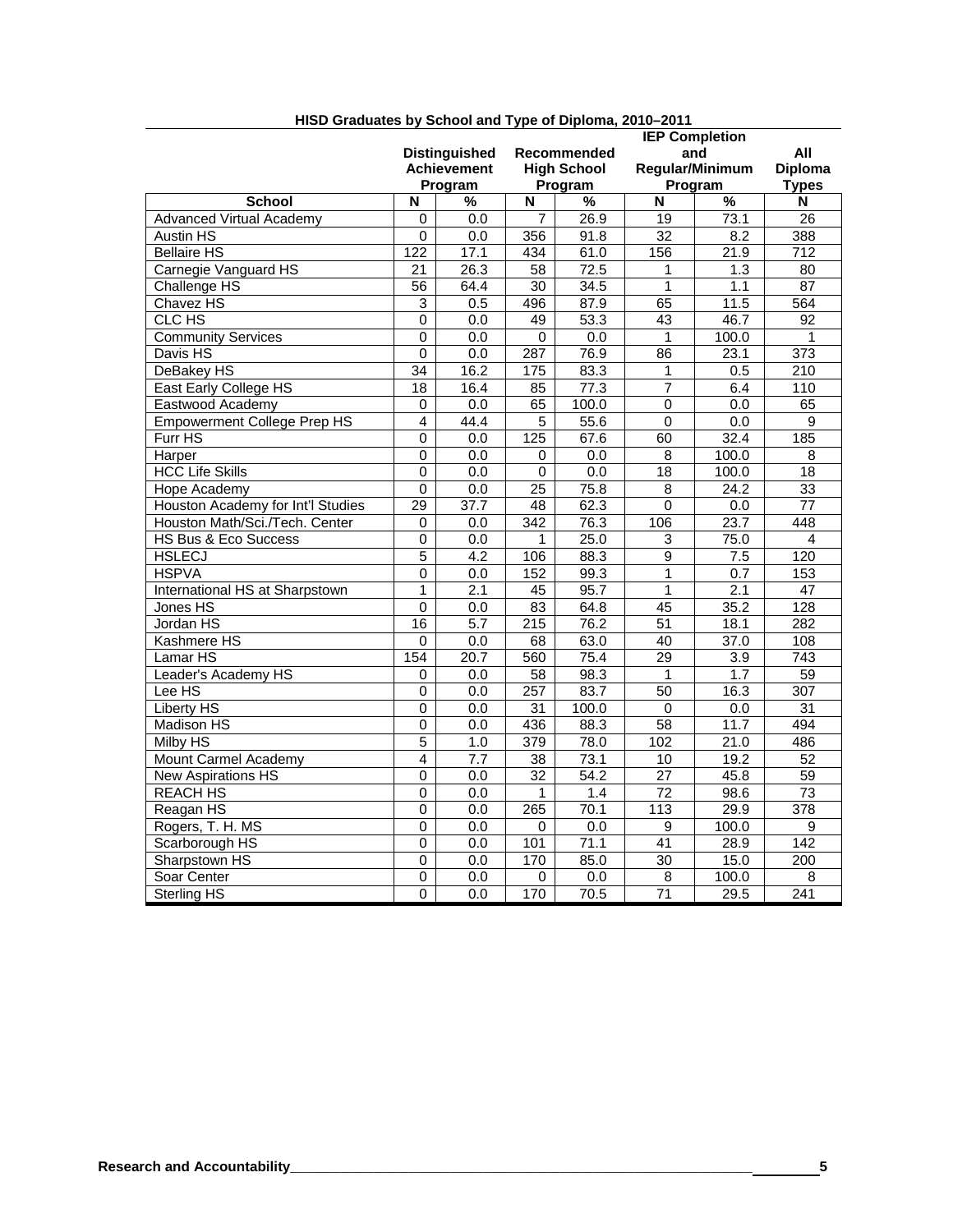**HISD Graduates by School and Type of Diploma, 2010–2011**

| School | Distinguished Achievement Program | | Recommended High School Program | | IEP Completion and Regular/Minimum Program | | All Diploma Types |
|---|---|---|---|---|---|---|---|
| | N | % | N | % | N | % | N |
| Advanced Virtual Academy | 0 | 0.0 | 7 | 26.9 | 19 | 73.1 | 26 |
| Austin HS | 0 | 0.0 | 356 | 91.8 | 32 | 8.2 | 388 |
| Bellaire HS | 122 | 17.1 | 434 | 61.0 | 156 | 21.9 | 712 |
| Carnegie Vanguard HS | 21 | 26.3 | 58 | 72.5 | 1 | 1.3 | 80 |
| Challenge HS | 56 | 64.4 | 30 | 34.5 | 1 | 1.1 | 87 |
| Chavez HS | 3 | 0.5 | 496 | 87.9 | 65 | 11.5 | 564 |
| CLC HS | 0 | 0.0 | 49 | 53.3 | 43 | 46.7 | 92 |
| Community Services | 0 | 0.0 | 0 | 0.0 | 1 | 100.0 | 1 |
| Davis HS | 0 | 0.0 | 287 | 76.9 | 86 | 23.1 | 373 |
| DeBakey HS | 34 | 16.2 | 175 | 83.3 | 1 | 0.5 | 210 |
| East Early College HS | 18 | 16.4 | 85 | 77.3 | 7 | 6.4 | 110 |
| Eastwood Academy | 0 | 0.0 | 65 | 100.0 | 0 | 0.0 | 65 |
| Empowerment College Prep HS | 4 | 44.4 | 5 | 55.6 | 0 | 0.0 | 9 |
| Furr HS | 0 | 0.0 | 125 | 67.6 | 60 | 32.4 | 185 |
| Harper | 0 | 0.0 | 0 | 0.0 | 8 | 100.0 | 8 |
| HCC Life Skills | 0 | 0.0 | 0 | 0.0 | 18 | 100.0 | 18 |
| Hope Academy | 0 | 0.0 | 25 | 75.8 | 8 | 24.2 | 33 |
| Houston Academy for Int'l Studies | 29 | 37.7 | 48 | 62.3 | 0 | 0.0 | 77 |
| Houston Math/Sci./Tech. Center | 0 | 0.0 | 342 | 76.3 | 106 | 23.7 | 448 |
| HS Bus & Eco Success | 0 | 0.0 | 1 | 25.0 | 3 | 75.0 | 4 |
| HSLECJ | 5 | 4.2 | 106 | 88.3 | 9 | 7.5 | 120 |
| HSPVA | 0 | 0.0 | 152 | 99.3 | 1 | 0.7 | 153 |
| International HS at Sharpstown | 1 | 2.1 | 45 | 95.7 | 1 | 2.1 | 47 |
| Jones HS | 0 | 0.0 | 83 | 64.8 | 45 | 35.2 | 128 |
| Jordan HS | 16 | 5.7 | 215 | 76.2 | 51 | 18.1 | 282 |
| Kashmere HS | 0 | 0.0 | 68 | 63.0 | 40 | 37.0 | 108 |
| Lamar HS | 154 | 20.7 | 560 | 75.4 | 29 | 3.9 | 743 |
| Leader's Academy HS | 0 | 0.0 | 58 | 98.3 | 1 | 1.7 | 59 |
| Lee HS | 0 | 0.0 | 257 | 83.7 | 50 | 16.3 | 307 |
| Liberty HS | 0 | 0.0 | 31 | 100.0 | 0 | 0.0 | 31 |
| Madison HS | 0 | 0.0 | 436 | 88.3 | 58 | 11.7 | 494 |
| Milby HS | 5 | 1.0 | 379 | 78.0 | 102 | 21.0 | 486 |
| Mount Carmel Academy | 4 | 7.7 | 38 | 73.1 | 10 | 19.2 | 52 |
| New Aspirations HS | 0 | 0.0 | 32 | 54.2 | 27 | 45.8 | 59 |
| REACH HS | 0 | 0.0 | 1 | 1.4 | 72 | 98.6 | 73 |
| Reagan HS | 0 | 0.0 | 265 | 70.1 | 113 | 29.9 | 378 |
| Rogers, T. H. MS | 0 | 0.0 | 0 | 0.0 | 9 | 100.0 | 9 |
| Scarborough HS | 0 | 0.0 | 101 | 71.1 | 41 | 28.9 | 142 |
| Sharpstown HS | 0 | 0.0 | 170 | 85.0 | 30 | 15.0 | 200 |
| Soar Center | 0 | 0.0 | 0 | 0.0 | 8 | 100.0 | 8 |
| Sterling HS | 0 | 0.0 | 170 | 70.5 | 71 | 29.5 | 241 |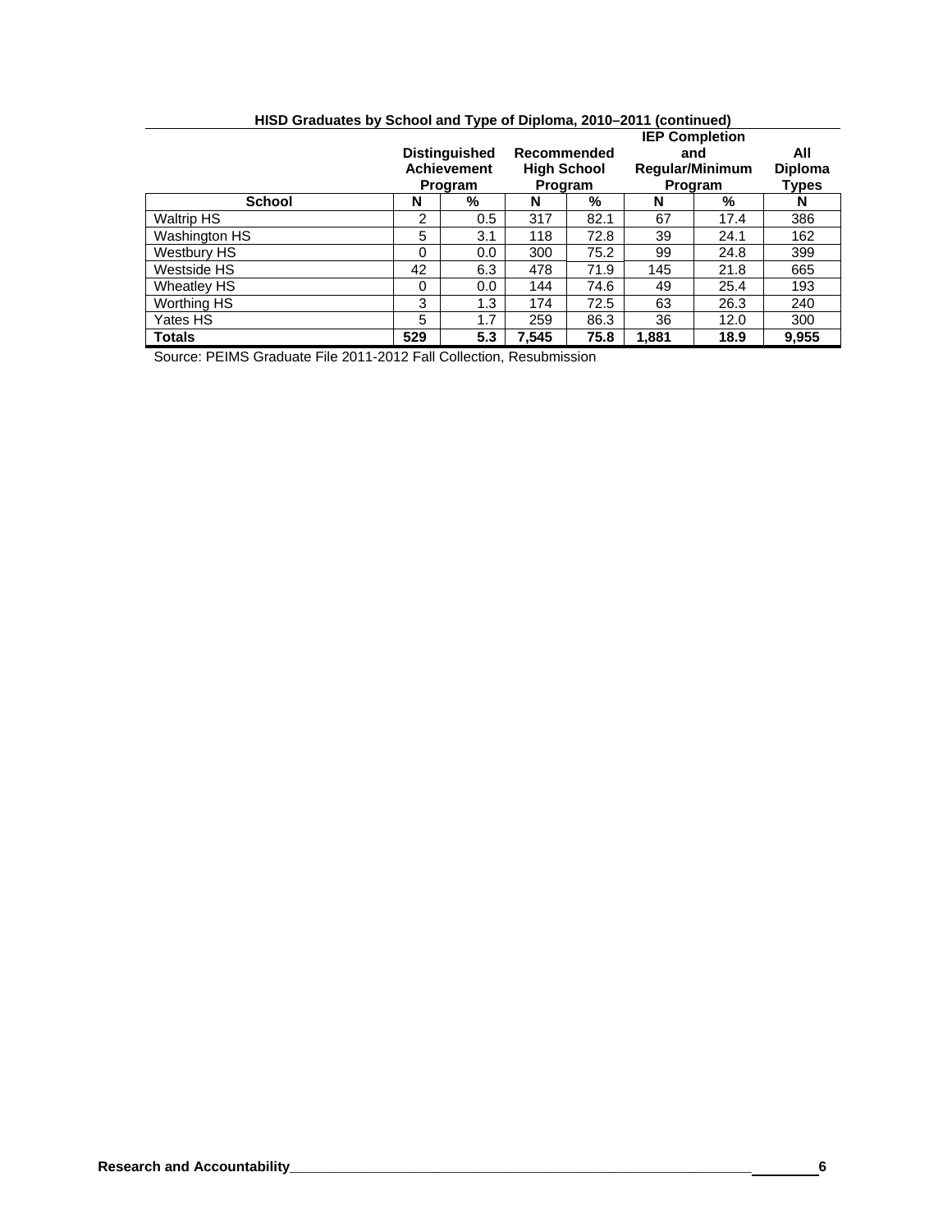**HISD Graduates by School and Type of Diploma, 2010–2011 (continued)**

| | Distinguished Achievement Program | | Recommended High School Program | | IEP Completion and Regular/Minimum Program | | All Diploma Types |
|---|---|---|---|---|---|---|---|
| **School** | **N** | **%** | **N** | **%** | **N** | **%** | **N** |
| Waltrip HS | 2 | 0.5 | 317 | 82.1 | 67 | 17.4 | 386 |
| Washington HS | 5 | 3.1 | 118 | 72.8 | 39 | 24.1 | 162 |
| Westbury HS | 0 | 0.0 | 300 | 75.2 | 99 | 24.8 | 399 |
| Westside HS | 42 | 6.3 | 478 | 71.9 | 145 | 21.8 | 665 |
| Wheatley HS | 0 | 0.0 | 144 | 74.6 | 49 | 25.4 | 193 |
| Worthing HS | 3 | 1.3 | 174 | 72.5 | 63 | 26.3 | 240 |
| Yates HS | 5 | 1.7 | 259 | 86.3 | 36 | 12.0 | 300 |
| **Totals** | **529** | **5.3** | **7,545** | **75.8** | **1,881** | **18.9** | **9,955** |

Source: PEIMS Graduate File 2011-2012 Fall Collection, Resubmission